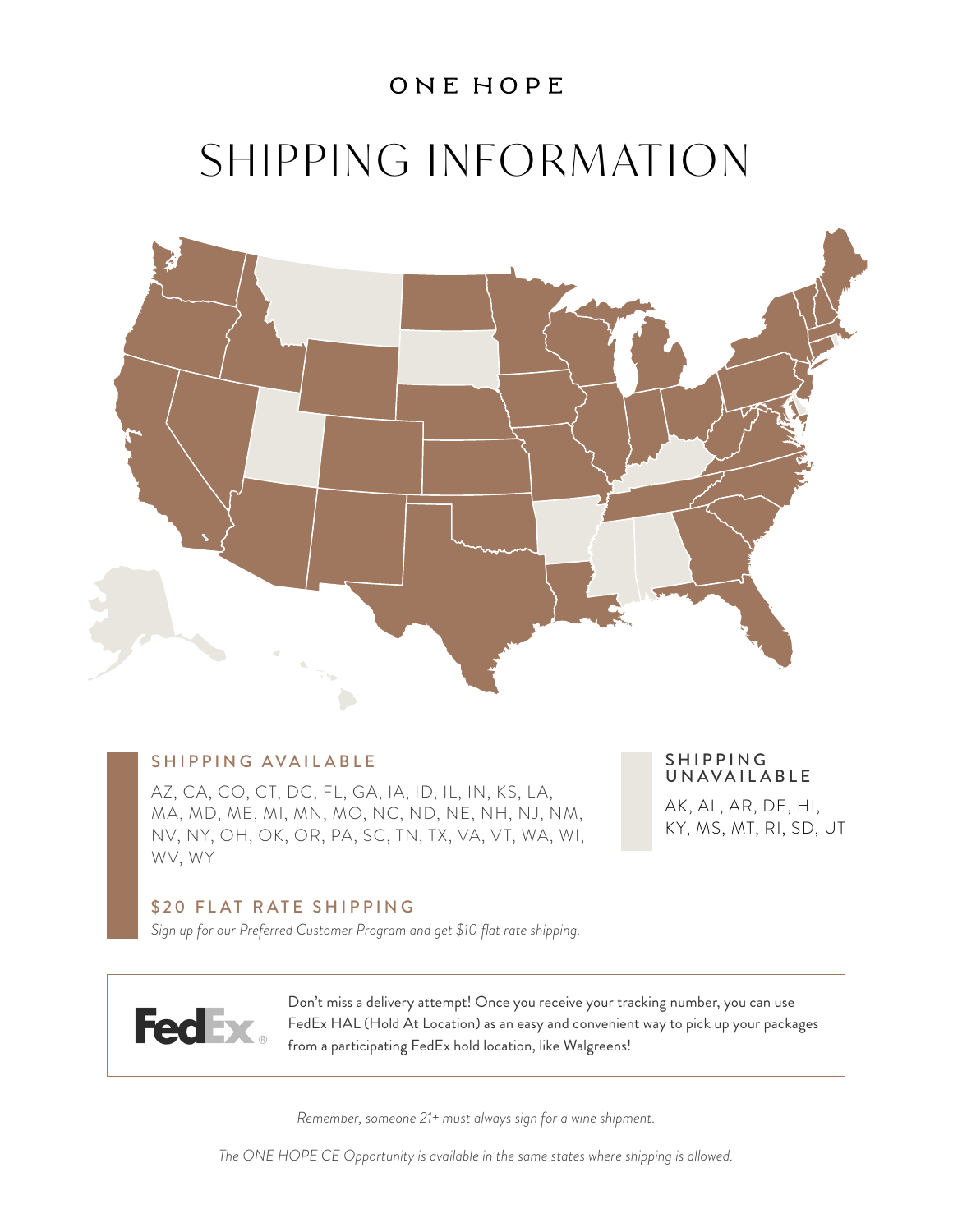ONE HOPE

# SHIPPING INFORMATION

## SHIPPING AVAILABLE

AZ, CA, CO, CT, DC, FL, GA, IA, ID, IL, IN, KS, LA, MA, MD, ME, MI, MN, MO, NC, ND, NE, NH, NJ, NM, NV, NY, OH, OK, OR, PA, SC, TN, TX, VA, VT, WA, WI, WV, WY

## SHIPPING UNAVAILABLE

AK, AL, AR, DE, HI, KY, MS, MT, RI, SD, UT

## $20 FLAT RATE SHIPPING

*Sign up for our Preferred Customer Program and get $10 flat rate shipping.*

FedEx

Don't miss a delivery attempt! Once you receive your tracking number, you can use FedEx HAL (Hold At Location) as an easy and convenient way to pick up your packages from a participating FedEx hold location, like Walgreens!

*Remember, someone 21+ must always sign for a wine shipment.*

*The ONE HOPE CE Opportunity is available in the same states where shipping is allowed.*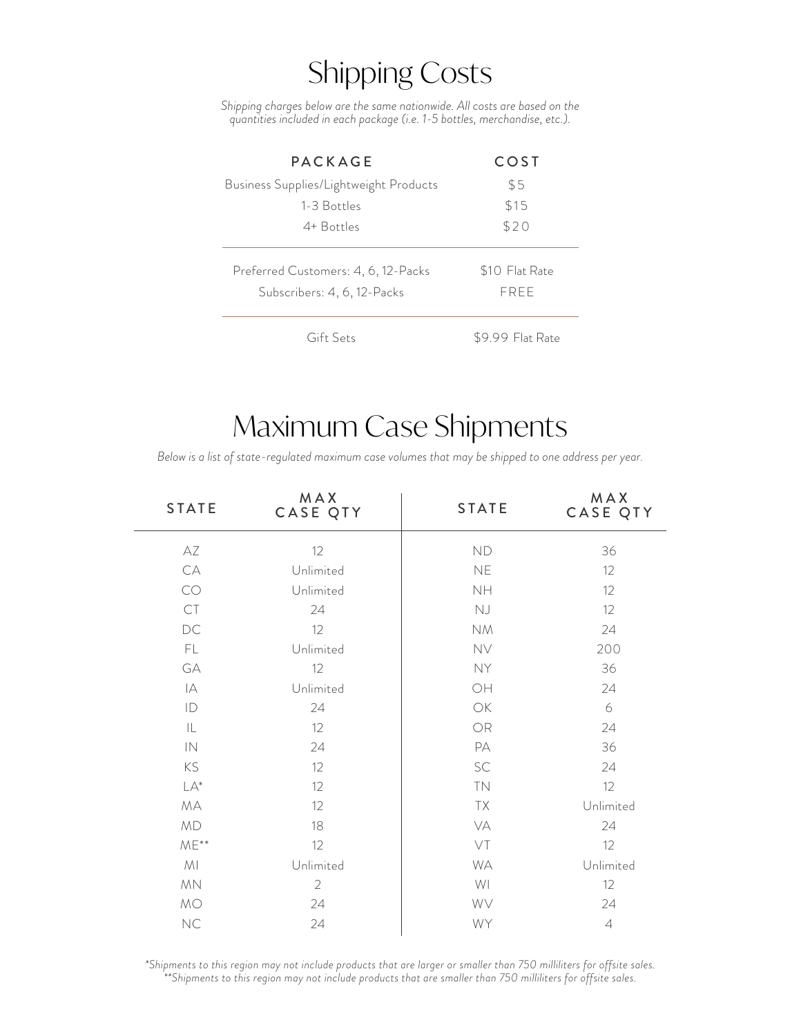# Shipping Costs

*Shipping charges below are the same nationwide. All costs are based on the quantities included in each package (i.e. 1-5 bottles, merchandise, etc.).*

| PACKAGE | COST |
| --- | --- |
| Business Supplies/Lightweight Products | $5 |
| 1-3 Bottles | $15 |
| 4+ Bottles | $20 |
| Preferred Customers: 4, 6, 12-Packs | $10 Flat Rate |
| Subscribers: 4, 6, 12-Packs | FREE |
| Gift Sets | $9.99 Flat Rate |

# Maximum Case Shipments

*Below is a list of state-regulated maximum case volumes that may be shipped to one address per year.*

| STATE | MAX CASE QTY | STATE | MAX CASE QTY |
| --- | --- | --- | --- |
| AZ | 12 | ND | 36 |
| CA | Unlimited | NE | 12 |
| CO | Unlimited | NH | 12 |
| CT | 24 | NJ | 12 |
| DC | 12 | NM | 24 |
| FL | Unlimited | NV | 200 |
| GA | 12 | NY | 36 |
| IA | Unlimited | OH | 24 |
| ID | 24 | OK | 6 |
| IL | 12 | OR | 24 |
| IN | 24 | PA | 36 |
| KS | 12 | SC | 24 |
| LA* | 12 | TN | 12 |
| MA | 12 | TX | Unlimited |
| MD | 18 | VA | 24 |
| ME** | 12 | VT | 12 |
| MI | Unlimited | WA | Unlimited |
| MN | 2 | WI | 12 |
| MO | 24 | WV | 24 |
| NC | 24 | WY | 4 |

*Shipments to this region may not include products that are larger or smaller than 750 milliliters for offsite sales.

**Shipments to this region may not include products that are smaller than 750 milliliters for offsite sales.